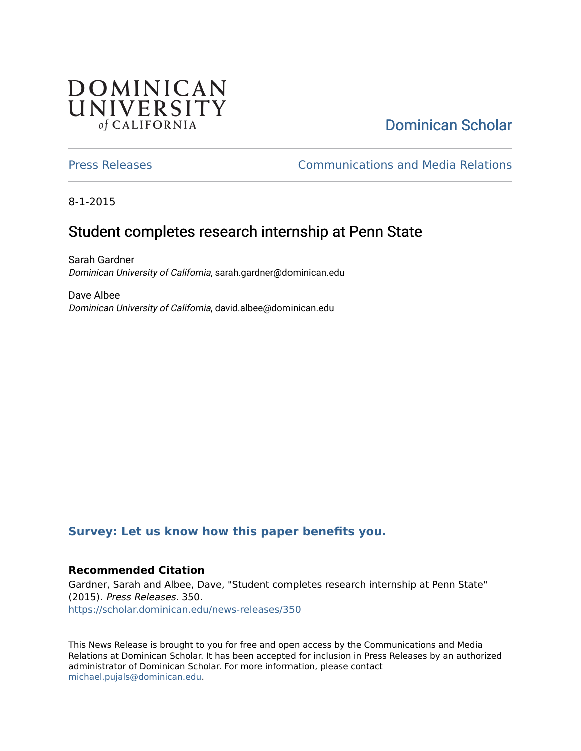DOMINICAN UNIVERSITY *of* CALIFORNIA

Dominican Scholar

Press Releases

Communications and Media Relations

8-1-2015

# Student completes research internship at Penn State

Sarah Gardner
*Dominican University of California*, sarah.gardner@dominican.edu

Dave Albee
*Dominican University of California*, david.albee@dominican.edu

**Survey: Let us know how this paper benefits you.**

### Recommended Citation

Gardner, Sarah and Albee, Dave, "Student completes research internship at Penn State" (2015). *Press Releases*. 350.
https://scholar.dominican.edu/news-releases/350

This News Release is brought to you for free and open access by the Communications and Media Relations at Dominican Scholar. It has been accepted for inclusion in Press Releases by an authorized administrator of Dominican Scholar. For more information, please contact michael.pujals@dominican.edu.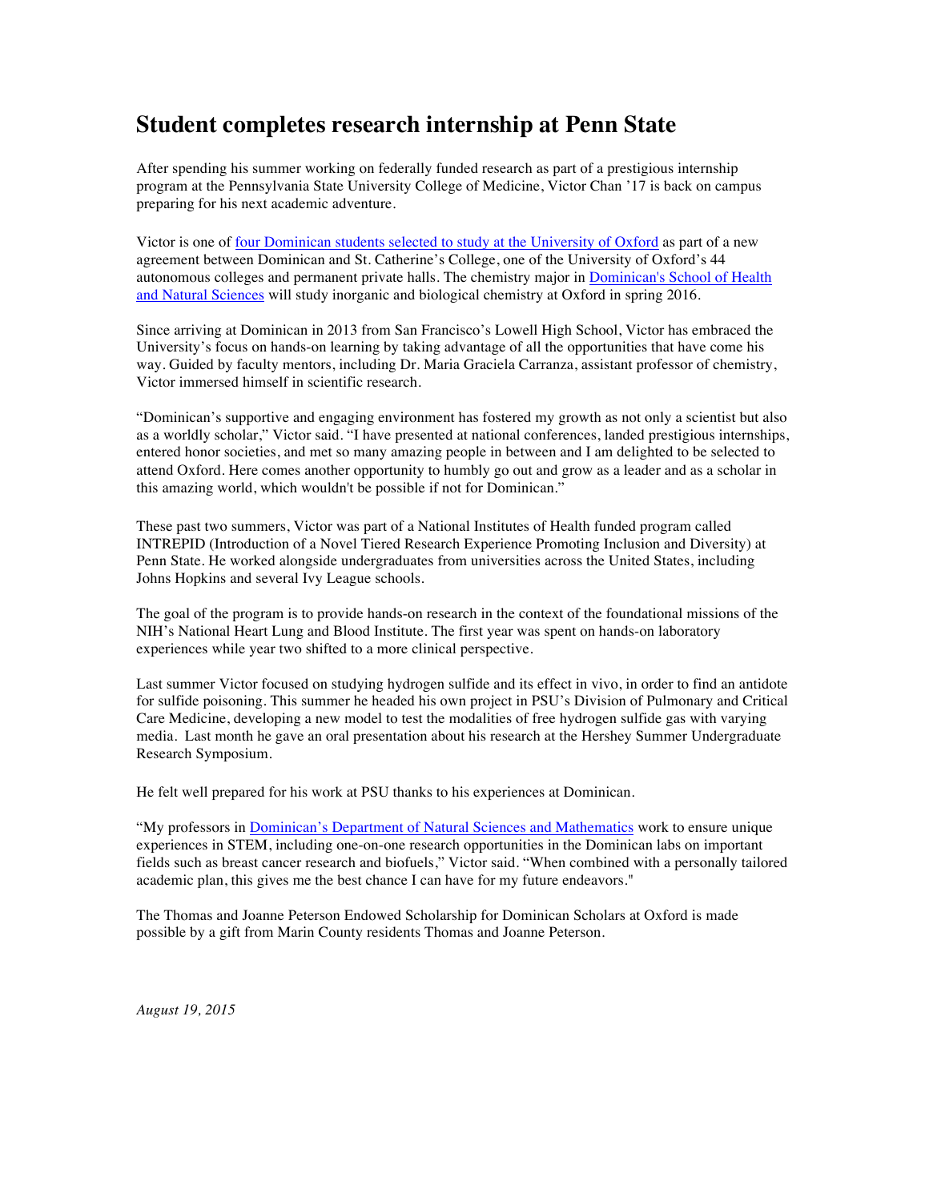# Student completes research internship at Penn State

After spending his summer working on federally funded research as part of a prestigious internship program at the Pennsylvania State University College of Medicine, Victor Chan '17 is back on campus preparing for his next academic adventure.

Victor is one of [four Dominican students selected to study at the University of Oxford] as part of a new agreement between Dominican and St. Catherine's College, one of the University of Oxford's 44 autonomous colleges and permanent private halls. The chemistry major in [Dominican's School of Health and Natural Sciences] will study inorganic and biological chemistry at Oxford in spring 2016.

Since arriving at Dominican in 2013 from San Francisco's Lowell High School, Victor has embraced the University's focus on hands-on learning by taking advantage of all the opportunities that have come his way. Guided by faculty mentors, including Dr. Maria Graciela Carranza, assistant professor of chemistry, Victor immersed himself in scientific research.

"Dominican's supportive and engaging environment has fostered my growth as not only a scientist but also as a worldly scholar," Victor said. "I have presented at national conferences, landed prestigious internships, entered honor societies, and met so many amazing people in between and I am delighted to be selected to attend Oxford. Here comes another opportunity to humbly go out and grow as a leader and as a scholar in this amazing world, which wouldn't be possible if not for Dominican."

These past two summers, Victor was part of a National Institutes of Health funded program called INTREPID (Introduction of a Novel Tiered Research Experience Promoting Inclusion and Diversity) at Penn State. He worked alongside undergraduates from universities across the United States, including Johns Hopkins and several Ivy League schools.

The goal of the program is to provide hands-on research in the context of the foundational missions of the NIH's National Heart Lung and Blood Institute. The first year was spent on hands-on laboratory experiences while year two shifted to a more clinical perspective.

Last summer Victor focused on studying hydrogen sulfide and its effect in vivo, in order to find an antidote for sulfide poisoning. This summer he headed his own project in PSU's Division of Pulmonary and Critical Care Medicine, developing a new model to test the modalities of free hydrogen sulfide gas with varying media. Last month he gave an oral presentation about his research at the Hershey Summer Undergraduate Research Symposium.

He felt well prepared for his work at PSU thanks to his experiences at Dominican.

"My professors in [Dominican's Department of Natural Sciences and Mathematics] work to ensure unique experiences in STEM, including one-on-one research opportunities in the Dominican labs on important fields such as breast cancer research and biofuels," Victor said. "When combined with a personally tailored academic plan, this gives me the best chance I can have for my future endeavors."

The Thomas and Joanne Peterson Endowed Scholarship for Dominican Scholars at Oxford is made possible by a gift from Marin County residents Thomas and Joanne Peterson.

*August 19, 2015*